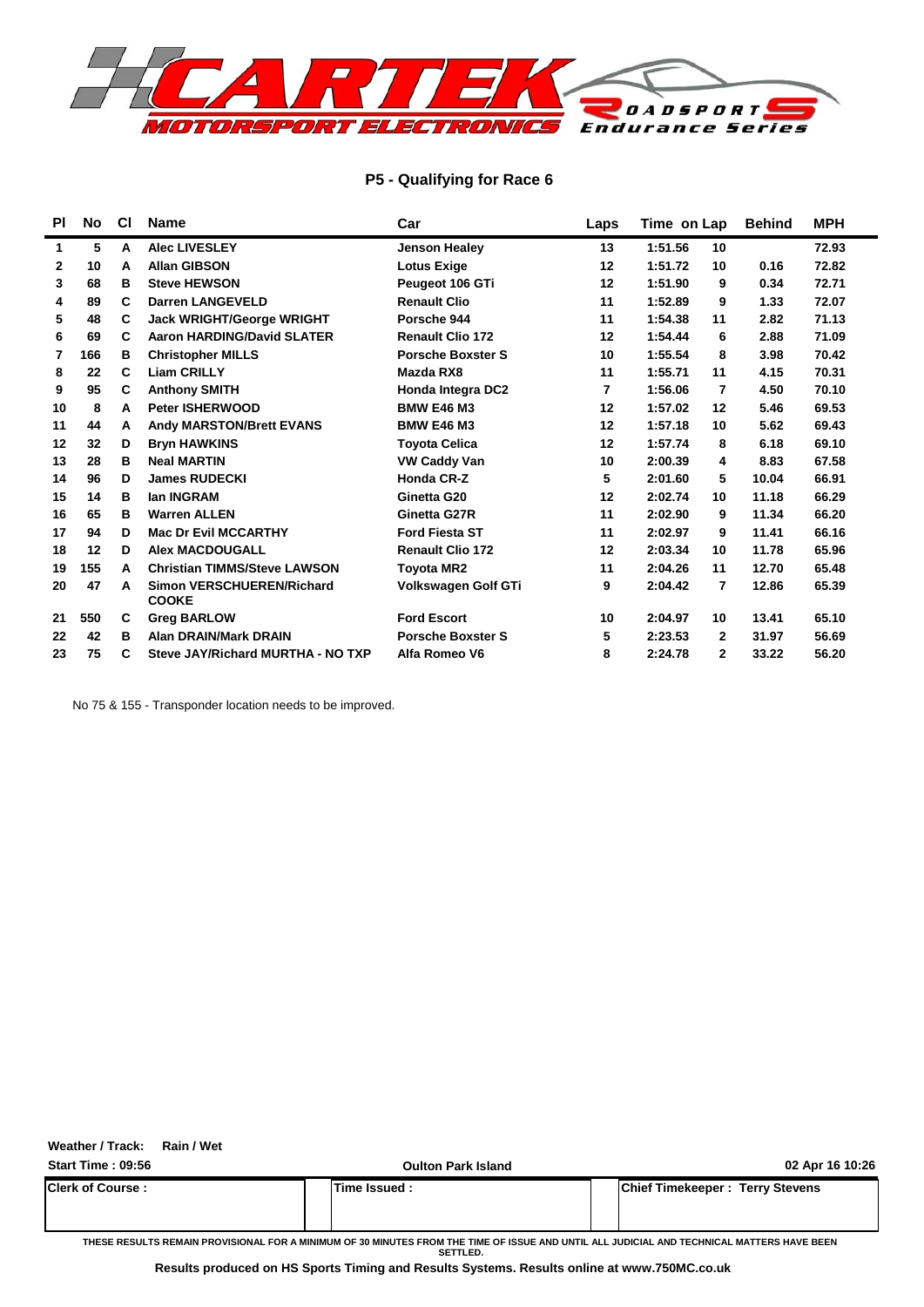## P5 - Qualifying for Race 6

| Pl | No | Cl | Name | Car | Laps | Time | on Lap | Behind | MPH |
|---|---|---|---|---|---|---|---|---|---|
| 1 | 5 | A | Alec LIVESLEY | Jenson Healey | 13 | 1:51.56 | 10 | | 72.93 |
| 2 | 10 | A | Allan GIBSON | Lotus Exige | 12 | 1:51.72 | 10 | 0.16 | 72.82 |
| 3 | 68 | B | Steve HEWSON | Peugeot 106 GTi | 12 | 1:51.90 | 9 | 0.34 | 72.71 |
| 4 | 89 | C | Darren LANGEVELD | Renault Clio | 11 | 1:52.89 | 9 | 1.33 | 72.07 |
| 5 | 48 | C | Jack WRIGHT/George WRIGHT | Porsche 944 | 11 | 1:54.38 | 11 | 2.82 | 71.13 |
| 6 | 69 | C | Aaron HARDING/David SLATER | Renault Clio 172 | 12 | 1:54.44 | 6 | 2.88 | 71.09 |
| 7 | 166 | B | Christopher MILLS | Porsche Boxster S | 10 | 1:55.54 | 8 | 3.98 | 70.42 |
| 8 | 22 | C | Liam CRILLY | Mazda RX8 | 11 | 1:55.71 | 11 | 4.15 | 70.31 |
| 9 | 95 | C | Anthony SMITH | Honda Integra DC2 | 7 | 1:56.06 | 7 | 4.50 | 70.10 |
| 10 | 8 | A | Peter ISHERWOOD | BMW E46 M3 | 12 | 1:57.02 | 12 | 5.46 | 69.53 |
| 11 | 44 | A | Andy MARSTON/Brett EVANS | BMW E46 M3 | 12 | 1:57.18 | 10 | 5.62 | 69.43 |
| 12 | 32 | D | Bryn HAWKINS | Toyota Celica | 12 | 1:57.74 | 8 | 6.18 | 69.10 |
| 13 | 28 | B | Neal MARTIN | VW Caddy Van | 10 | 2:00.39 | 4 | 8.83 | 67.58 |
| 14 | 96 | D | James RUDECKI | Honda CR-Z | 5 | 2:01.60 | 5 | 10.04 | 66.91 |
| 15 | 14 | B | Ian INGRAM | Ginetta G20 | 12 | 2:02.74 | 10 | 11.18 | 66.29 |
| 16 | 65 | B | Warren ALLEN | Ginetta G27R | 11 | 2:02.90 | 9 | 11.34 | 66.20 |
| 17 | 94 | D | Mac Dr Evil MCCARTHY | Ford Fiesta ST | 11 | 2:02.97 | 9 | 11.41 | 66.16 |
| 18 | 12 | D | Alex MACDOUGALL | Renault Clio 172 | 12 | 2:03.34 | 10 | 11.78 | 65.96 |
| 19 | 155 | A | Christian TIMMS/Steve LAWSON | Toyota MR2 | 11 | 2:04.26 | 11 | 12.70 | 65.48 |
| 20 | 47 | A | Simon VERSCHUEREN/Richard COOKE | Volkswagen Golf GTi | 9 | 2:04.42 | 7 | 12.86 | 65.39 |
| 21 | 550 | C | Greg BARLOW | Ford Escort | 10 | 2:04.97 | 10 | 13.41 | 65.10 |
| 22 | 42 | B | Alan DRAIN/Mark DRAIN | Porsche Boxster S | 5 | 2:23.53 | 2 | 31.97 | 56.69 |
| 23 | 75 | C | Steve JAY/Richard MURTHA - NO TXP | Alfa Romeo V6 | 8 | 2:24.78 | 2 | 33.22 | 56.20 |

No 75 & 155 - Transponder location needs to be improved.

**Weather / Track:** Rain / Wet

**Start Time : 09:56** | **Oulton Park Island** | **02 Apr 16 10:26**

| Clerk of Course : | Time Issued : | Chief Timekeeper : Terry Stevens |
|---|---|---|

THESE RESULTS REMAIN PROVISIONAL FOR A MINIMUM OF 30 MINUTES FROM THE TIME OF ISSUE AND UNTIL ALL JUDICIAL AND TECHNICAL MATTERS HAVE BEEN SETTLED.

**Results produced on HS Sports Timing and Results Systems. Results online at www.750MC.co.uk**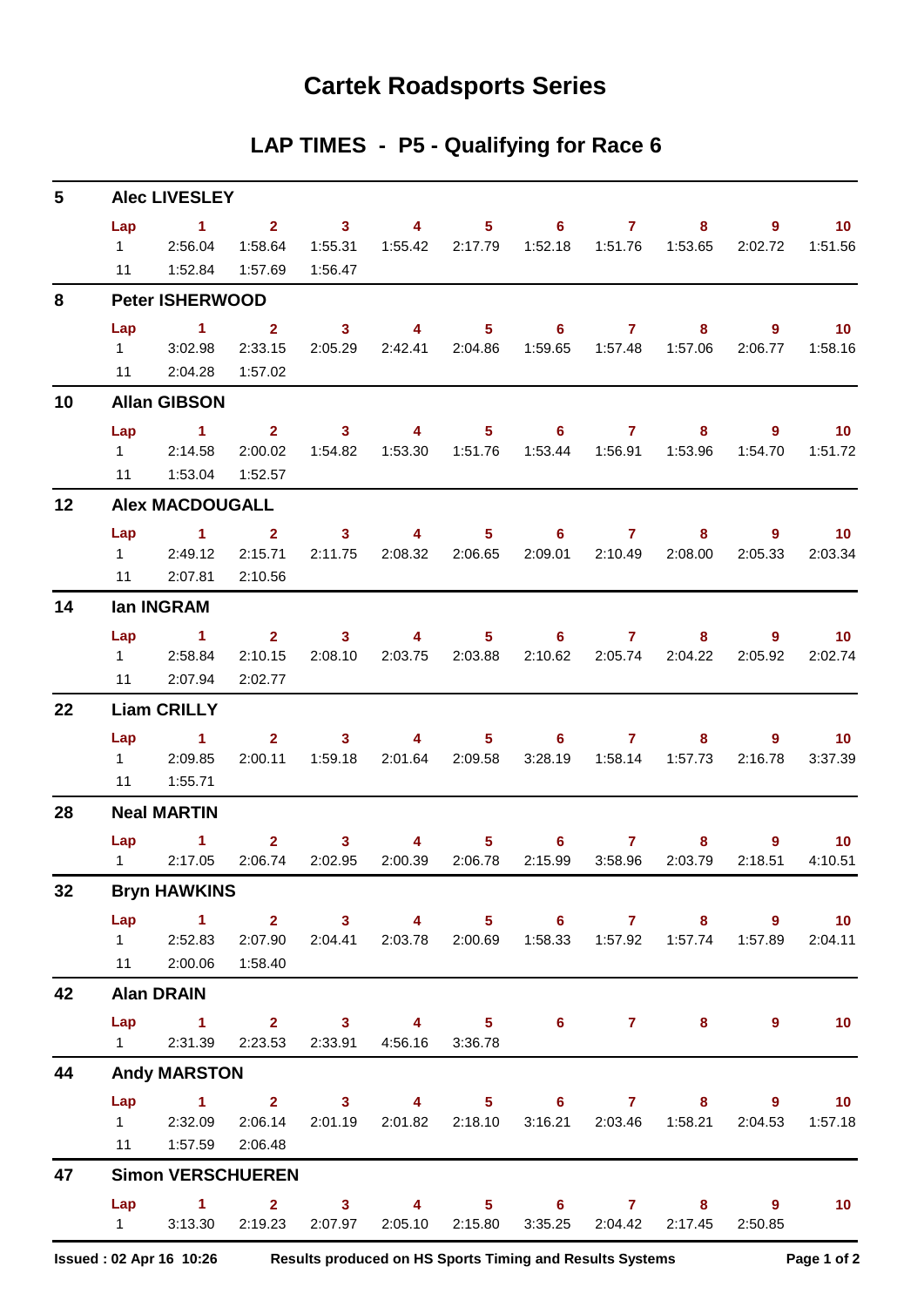# Cartek Roadsports Series

## LAP TIMES - P5 - Qualifying for Race 6

### 5 Alec LIVESLEY

| Lap | 1 | 2 | 3 | 4 | 5 | 6 | 7 | 8 | 9 | 10 |
|---|---|---|---|---|---|---|---|---|---|---|
| 1 | 2:56.04 | 1:58.64 | 1:55.31 | 1:55.42 | 2:17.79 | 1:52.18 | 1:51.76 | 1:53.65 | 2:02.72 | 1:51.56 |
| 11 | 1:52.84 | 1:57.69 | 1:56.47 | | | | | | | |

### 8 Peter ISHERWOOD

| Lap | 1 | 2 | 3 | 4 | 5 | 6 | 7 | 8 | 9 | 10 |
|---|---|---|---|---|---|---|---|---|---|---|
| 1 | 3:02.98 | 2:33.15 | 2:05.29 | 2:42.41 | 2:04.86 | 1:59.65 | 1:57.48 | 1:57.06 | 2:06.77 | 1:58.16 |
| 11 | 2:04.28 | 1:57.02 | | | | | | | | |

### 10 Allan GIBSON

| Lap | 1 | 2 | 3 | 4 | 5 | 6 | 7 | 8 | 9 | 10 |
|---|---|---|---|---|---|---|---|---|---|---|
| 1 | 2:14.58 | 2:00.02 | 1:54.82 | 1:53.30 | 1:51.76 | 1:53.44 | 1:56.91 | 1:53.96 | 1:54.70 | 1:51.72 |
| 11 | 1:53.04 | 1:52.57 | | | | | | | | |

### 12 Alex MACDOUGALL

| Lap | 1 | 2 | 3 | 4 | 5 | 6 | 7 | 8 | 9 | 10 |
|---|---|---|---|---|---|---|---|---|---|---|
| 1 | 2:49.12 | 2:15.71 | 2:11.75 | 2:08.32 | 2:06.65 | 2:09.01 | 2:10.49 | 2:08.00 | 2:05.33 | 2:03.34 |
| 11 | 2:07.81 | 2:10.56 | | | | | | | | |

### 14 Ian INGRAM

| Lap | 1 | 2 | 3 | 4 | 5 | 6 | 7 | 8 | 9 | 10 |
|---|---|---|---|---|---|---|---|---|---|---|
| 1 | 2:58.84 | 2:10.15 | 2:08.10 | 2:03.75 | 2:03.88 | 2:10.62 | 2:05.74 | 2:04.22 | 2:05.92 | 2:02.74 |
| 11 | 2:07.94 | 2:02.77 | | | | | | | | |

### 22 Liam CRILLY

| Lap | 1 | 2 | 3 | 4 | 5 | 6 | 7 | 8 | 9 | 10 |
|---|---|---|---|---|---|---|---|---|---|---|
| 1 | 2:09.85 | 2:00.11 | 1:59.18 | 2:01.64 | 2:09.58 | 3:28.19 | 1:58.14 | 1:57.73 | 2:16.78 | 3:37.39 |
| 11 | 1:55.71 | | | | | | | | | |

### 28 Neal MARTIN

| Lap | 1 | 2 | 3 | 4 | 5 | 6 | 7 | 8 | 9 | 10 |
|---|---|---|---|---|---|---|---|---|---|---|
| 1 | 2:17.05 | 2:06.74 | 2:02.95 | 2:00.39 | 2:06.78 | 2:15.99 | 3:58.96 | 2:03.79 | 2:18.51 | 4:10.51 |

### 32 Bryn HAWKINS

| Lap | 1 | 2 | 3 | 4 | 5 | 6 | 7 | 8 | 9 | 10 |
|---|---|---|---|---|---|---|---|---|---|---|
| 1 | 2:52.83 | 2:07.90 | 2:04.41 | 2:03.78 | 2:00.69 | 1:58.33 | 1:57.92 | 1:57.74 | 1:57.89 | 2:04.11 |
| 11 | 2:00.06 | 1:58.40 | | | | | | | | |

### 42 Alan DRAIN

| Lap | 1 | 2 | 3 | 4 | 5 | 6 | 7 | 8 | 9 | 10 |
|---|---|---|---|---|---|---|---|---|---|---|
| 1 | 2:31.39 | 2:23.53 | 2:33.91 | 4:56.16 | 3:36.78 | | | | | |

### 44 Andy MARSTON

| Lap | 1 | 2 | 3 | 4 | 5 | 6 | 7 | 8 | 9 | 10 |
|---|---|---|---|---|---|---|---|---|---|---|
| 1 | 2:32.09 | 2:06.14 | 2:01.19 | 2:01.82 | 2:18.10 | 3:16.21 | 2:03.46 | 1:58.21 | 2:04.53 | 1:57.18 |
| 11 | 1:57.59 | 2:06.48 | | | | | | | | |

### 47 Simon VERSCHUEREN

| Lap | 1 | 2 | 3 | 4 | 5 | 6 | 7 | 8 | 9 | 10 |
|---|---|---|---|---|---|---|---|---|---|---|
| 1 | 3:13.30 | 2:19.23 | 2:07.97 | 2:05.10 | 2:15.80 | 3:35.25 | 2:04.42 | 2:17.45 | 2:50.85 | |

Issued : 02 Apr 16 10:26 Results produced on HS Sports Timing and Results Systems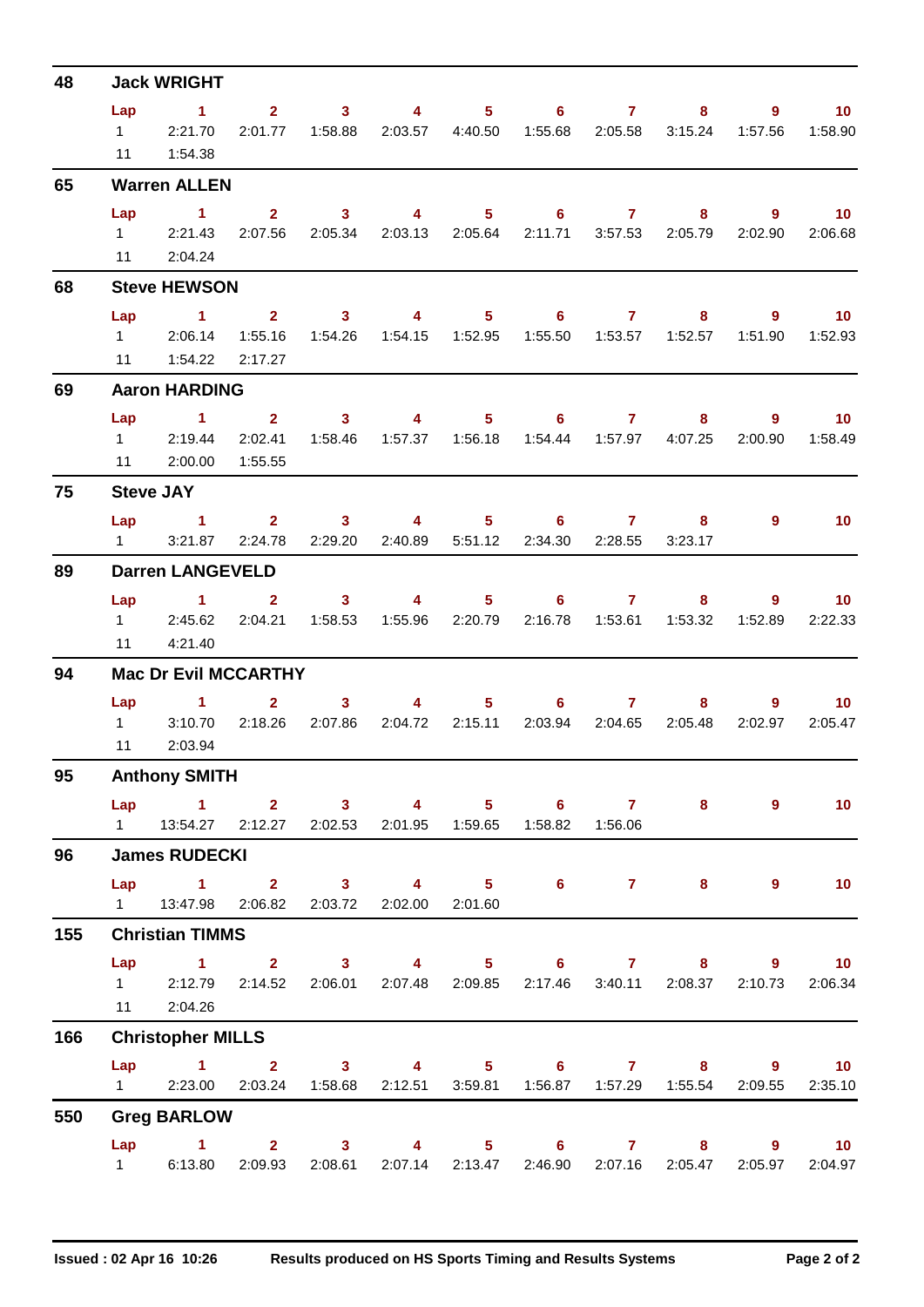## 48 Jack WRIGHT

| Lap | 1 | 2 | 3 | 4 | 5 | 6 | 7 | 8 | 9 | 10 |
|---|---|---|---|---|---|---|---|---|---|---|
| 1 | 2:21.70 | 2:01.77 | 1:58.88 | 2:03.57 | 4:40.50 | 1:55.68 | 2:05.58 | 3:15.24 | 1:57.56 | 1:58.90 |
| 11 | 1:54.38 | | | | | | | | | |

## 65 Warren ALLEN

| Lap | 1 | 2 | 3 | 4 | 5 | 6 | 7 | 8 | 9 | 10 |
|---|---|---|---|---|---|---|---|---|---|---|
| 1 | 2:21.43 | 2:07.56 | 2:05.34 | 2:03.13 | 2:05.64 | 2:11.71 | 3:57.53 | 2:05.79 | 2:02.90 | 2:06.68 |
| 11 | 2:04.24 | | | | | | | | | |

## 68 Steve HEWSON

| Lap | 1 | 2 | 3 | 4 | 5 | 6 | 7 | 8 | 9 | 10 |
|---|---|---|---|---|---|---|---|---|---|---|
| 1 | 2:06.14 | 1:55.16 | 1:54.26 | 1:54.15 | 1:52.95 | 1:55.50 | 1:53.57 | 1:52.57 | 1:51.90 | 1:52.93 |
| 11 | 1:54.22 | 2:17.27 | | | | | | | | |

## 69 Aaron HARDING

| Lap | 1 | 2 | 3 | 4 | 5 | 6 | 7 | 8 | 9 | 10 |
|---|---|---|---|---|---|---|---|---|---|---|
| 1 | 2:19.44 | 2:02.41 | 1:58.46 | 1:57.37 | 1:56.18 | 1:54.44 | 1:57.97 | 4:07.25 | 2:00.90 | 1:58.49 |
| 11 | 2:00.00 | 1:55.55 | | | | | | | | |

## 75 Steve JAY

| Lap | 1 | 2 | 3 | 4 | 5 | 6 | 7 | 8 | 9 | 10 |
|---|---|---|---|---|---|---|---|---|---|---|
| 1 | 3:21.87 | 2:24.78 | 2:29.20 | 2:40.89 | 5:51.12 | 2:34.30 | 2:28.55 | 3:23.17 | | |

## 89 Darren LANGEVELD

| Lap | 1 | 2 | 3 | 4 | 5 | 6 | 7 | 8 | 9 | 10 |
|---|---|---|---|---|---|---|---|---|---|---|
| 1 | 2:45.62 | 2:04.21 | 1:58.53 | 1:55.96 | 2:20.79 | 2:16.78 | 1:53.61 | 1:53.32 | 1:52.89 | 2:22.33 |
| 11 | 4:21.40 | | | | | | | | | |

## 94 Mac Dr Evil MCCARTHY

| Lap | 1 | 2 | 3 | 4 | 5 | 6 | 7 | 8 | 9 | 10 |
|---|---|---|---|---|---|---|---|---|---|---|
| 1 | 3:10.70 | 2:18.26 | 2:07.86 | 2:04.72 | 2:15.11 | 2:03.94 | 2:04.65 | 2:05.48 | 2:02.97 | 2:05.47 |
| 11 | 2:03.94 | | | | | | | | | |

## 95 Anthony SMITH

| Lap | 1 | 2 | 3 | 4 | 5 | 6 | 7 | 8 | 9 | 10 |
|---|---|---|---|---|---|---|---|---|---|---|
| 1 | 13:54.27 | 2:12.27 | 2:02.53 | 2:01.95 | 1:59.65 | 1:58.82 | 1:56.06 | | | |

## 96 James RUDECKI

| Lap | 1 | 2 | 3 | 4 | 5 | 6 | 7 | 8 | 9 | 10 |
|---|---|---|---|---|---|---|---|---|---|---|
| 1 | 13:47.98 | 2:06.82 | 2:03.72 | 2:02.00 | 2:01.60 | | | | | |

## 155 Christian TIMMS

| Lap | 1 | 2 | 3 | 4 | 5 | 6 | 7 | 8 | 9 | 10 |
|---|---|---|---|---|---|---|---|---|---|---|
| 1 | 2:12.79 | 2:14.52 | 2:06.01 | 2:07.48 | 2:09.85 | 2:17.46 | 3:40.11 | 2:08.37 | 2:10.73 | 2:06.34 |
| 11 | 2:04.26 | | | | | | | | | |

## 166 Christopher MILLS

| Lap | 1 | 2 | 3 | 4 | 5 | 6 | 7 | 8 | 9 | 10 |
|---|---|---|---|---|---|---|---|---|---|---|
| 1 | 2:23.00 | 2:03.24 | 1:58.68 | 2:12.51 | 3:59.81 | 1:56.87 | 1:57.29 | 1:55.54 | 2:09.55 | 2:35.10 |

## 550 Greg BARLOW

| Lap | 1 | 2 | 3 | 4 | 5 | 6 | 7 | 8 | 9 | 10 |
|---|---|---|---|---|---|---|---|---|---|---|
| 1 | 6:13.80 | 2:09.93 | 2:08.61 | 2:07.14 | 2:13.47 | 2:46.90 | 2:07.16 | 2:05.47 | 2:05.97 | 2:04.97 |

Issued : 02 Apr 16 10:26 — Results produced on HS Sports Timing and Results Systems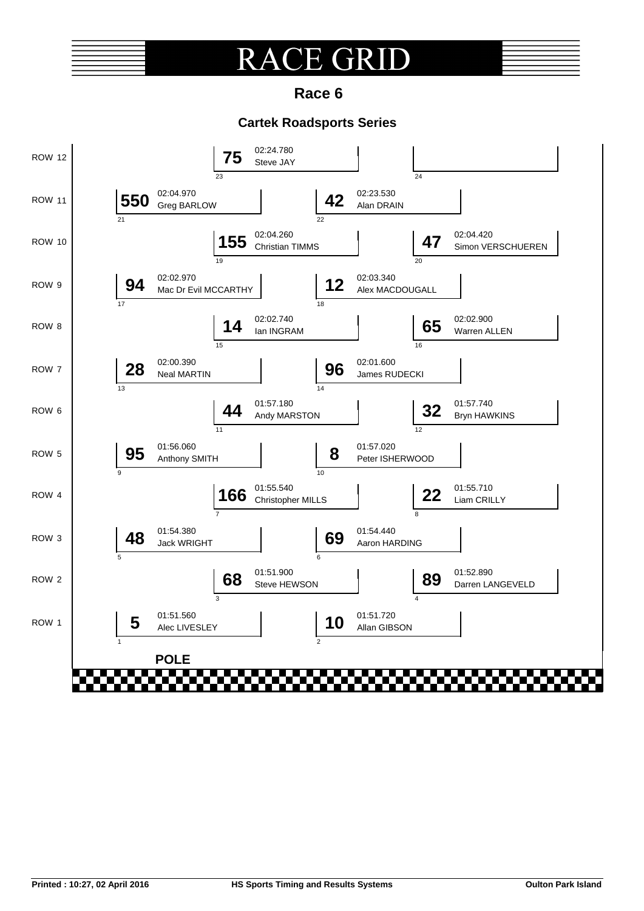# RACE GRID

## Race 6

### Cartek Roadsports Series

| Row | Position | No. | Driver | Time |
|---|---|---|---|---|
| ROW 12 | 23 | 75 | Steve JAY | 02:24.780 |
| ROW 12 | 24 | | | |
| ROW 11 | 21 | 550 | Greg BARLOW | 02:04.970 |
| ROW 11 | 22 | 42 | Alan DRAIN | 02:23.530 |
| ROW 10 | 19 | 155 | Christian TIMMS | 02:04.260 |
| ROW 10 | 20 | 47 | Simon VERSCHUEREN | 02:04.420 |
| ROW 9 | 17 | 94 | Mac Dr Evil MCCARTHY | 02:02.970 |
| ROW 9 | 18 | 12 | Alex MACDOUGALL | 02:03.340 |
| ROW 8 | 15 | 14 | Ian INGRAM | 02:02.740 |
| ROW 8 | 16 | 65 | Warren ALLEN | 02:02.900 |
| ROW 7 | 13 | 28 | Neal MARTIN | 02:00.390 |
| ROW 7 | 14 | 96 | James RUDECKI | 02:01.600 |
| ROW 6 | 11 | 44 | Andy MARSTON | 01:57.180 |
| ROW 6 | 12 | 32 | Bryn HAWKINS | 01:57.740 |
| ROW 5 | 9 | 95 | Anthony SMITH | 01:56.060 |
| ROW 5 | 10 | 8 | Peter ISHERWOOD | 01:57.020 |
| ROW 4 | 7 | 166 | Christopher MILLS | 01:55.540 |
| ROW 4 | 8 | 22 | Liam CRILLY | 01:55.710 |
| ROW 3 | 5 | 48 | Jack WRIGHT | 01:54.380 |
| ROW 3 | 6 | 69 | Aaron HARDING | 01:54.440 |
| ROW 2 | 3 | 68 | Steve HEWSON | 01:51.900 |
| ROW 2 | 4 | 89 | Darren LANGEVELD | 01:52.890 |
| ROW 1 | 1 | 5 | Alec LIVESLEY | 01:51.560 |
| ROW 1 | 2 | 10 | Allan GIBSON | 01:51.720 |

**POLE**

Printed : 10:27, 02 April 2016 — HS Sports Timing and Results Systems — Oulton Park Island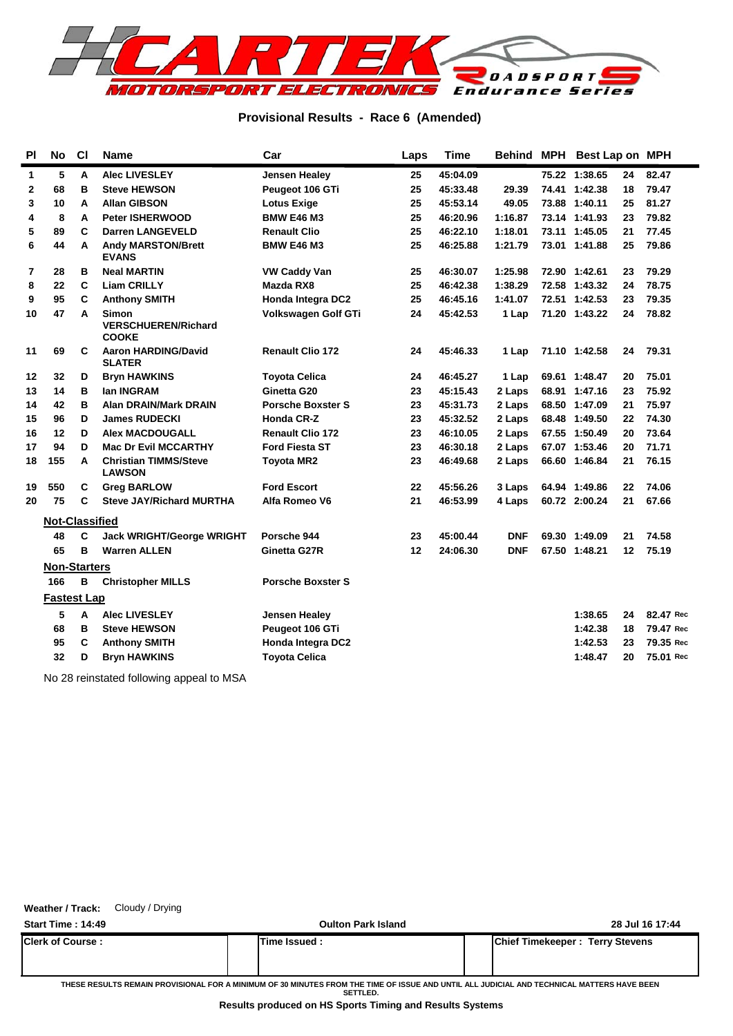# Provisional Results - Race 6 (Amended)

| Pl | No | Cl | Name | Car | Laps | Time | Behind | MPH | Best Lap | on | MPH |
|---|---|---|---|---|---|---|---|---|---|---|---|
| 1 | 5 | A | Alec LIVESLEY | Jensen Healey | 25 | 45:04.09 | | 75.22 | 1:38.65 | 24 | 82.47 |
| 2 | 68 | B | Steve HEWSON | Peugeot 106 GTi | 25 | 45:33.48 | 29.39 | 74.41 | 1:42.38 | 18 | 79.47 |
| 3 | 10 | A | Allan GIBSON | Lotus Exige | 25 | 45:53.14 | 49.05 | 73.88 | 1:40.11 | 25 | 81.27 |
| 4 | 8 | A | Peter ISHERWOOD | BMW E46 M3 | 25 | 46:20.96 | 1:16.87 | 73.14 | 1:41.93 | 23 | 79.82 |
| 5 | 89 | C | Darren LANGEVELD | Renault Clio | 25 | 46:22.10 | 1:18.01 | 73.11 | 1:45.05 | 21 | 77.45 |
| 6 | 44 | A | Andy MARSTON/Brett EVANS | BMW E46 M3 | 25 | 46:25.88 | 1:21.79 | 73.01 | 1:41.88 | 25 | 79.86 |
| 7 | 28 | B | Neal MARTIN | VW Caddy Van | 25 | 46:30.07 | 1:25.98 | 72.90 | 1:42.61 | 23 | 79.29 |
| 8 | 22 | C | Liam CRILLY | Mazda RX8 | 25 | 46:42.38 | 1:38.29 | 72.58 | 1:43.32 | 24 | 78.75 |
| 9 | 95 | C | Anthony SMITH | Honda Integra DC2 | 25 | 46:45.16 | 1:41.07 | 72.51 | 1:42.53 | 23 | 79.35 |
| 10 | 47 | A | Simon VERSCHUEREN/Richard COOKE | Volkswagen Golf GTi | 24 | 45:42.53 | 1 Lap | 71.20 | 1:43.22 | 24 | 78.82 |
| 11 | 69 | C | Aaron HARDING/David SLATER | Renault Clio 172 | 24 | 45:46.33 | 1 Lap | 71.10 | 1:42.58 | 24 | 79.31 |
| 12 | 32 | D | Bryn HAWKINS | Toyota Celica | 24 | 46:45.27 | 1 Lap | 69.61 | 1:48.47 | 20 | 75.01 |
| 13 | 14 | B | Ian INGRAM | Ginetta G20 | 23 | 45:15.43 | 2 Laps | 68.91 | 1:47.16 | 23 | 75.92 |
| 14 | 42 | B | Alan DRAIN/Mark DRAIN | Porsche Boxster S | 23 | 45:31.73 | 2 Laps | 68.50 | 1:47.09 | 21 | 75.97 |
| 15 | 96 | D | James RUDECKI | Honda CR-Z | 23 | 45:32.52 | 2 Laps | 68.48 | 1:49.50 | 22 | 74.30 |
| 16 | 12 | D | Alex MACDOUGALL | Renault Clio 172 | 23 | 46:10.05 | 2 Laps | 67.55 | 1:50.49 | 20 | 73.64 |
| 17 | 94 | D | Mac Dr Evil MCCARTHY | Ford Fiesta ST | 23 | 46:30.18 | 2 Laps | 67.07 | 1:53.46 | 20 | 71.71 |
| 18 | 155 | A | Christian TIMMS/Steve LAWSON | Toyota MR2 | 23 | 46:49.68 | 2 Laps | 66.60 | 1:46.84 | 21 | 76.15 |
| 19 | 550 | C | Greg BARLOW | Ford Escort | 22 | 45:56.26 | 3 Laps | 64.94 | 1:49.86 | 22 | 74.06 |
| 20 | 75 | C | Steve JAY/Richard MURTHA | Alfa Romeo V6 | 21 | 46:53.99 | 4 Laps | 60.72 | 2:00.24 | 21 | 67.66 |
| **Not-Classified** | | | | | | | | | | | |
| | 48 | C | Jack WRIGHT/George WRIGHT | Porsche 944 | 23 | 45:00.44 | DNF | 69.30 | 1:49.09 | 21 | 74.58 |
| | 65 | B | Warren ALLEN | Ginetta G27R | 12 | 24:06.30 | DNF | 67.50 | 1:48.21 | 12 | 75.19 |
| **Non-Starters** | | | | | | | | | | | |
| | 166 | B | Christopher MILLS | Porsche Boxster S | | | | | | | |
| **Fastest Lap** | | | | | | | | | | | |
| | 5 | A | Alec LIVESLEY | Jensen Healey | | | | | 1:38.65 | 24 | 82.47 Rec |
| | 68 | B | Steve HEWSON | Peugeot 106 GTi | | | | | 1:42.38 | 18 | 79.47 Rec |
| | 95 | C | Anthony SMITH | Honda Integra DC2 | | | | | 1:42.53 | 23 | 79.35 Rec |
| | 32 | D | Bryn HAWKINS | Toyota Celica | | | | | 1:48.47 | 20 | 75.01 Rec |

No 28 reinstated following appeal to MSA

**Weather / Track:** Cloudy / Drying

**Start Time : 14:49** — **Oulton Park Island** — **28 Jul 16 17:44**

| Clerk of Course : | Time Issued : | Chief Timekeeper : Terry Stevens |
|---|---|---|

THESE RESULTS REMAIN PROVISIONAL FOR A MINIMUM OF 30 MINUTES FROM THE TIME OF ISSUE AND UNTIL ALL JUDICIAL AND TECHNICAL MATTERS HAVE BEEN SETTLED.

**Results produced on HS Sports Timing and Results Systems**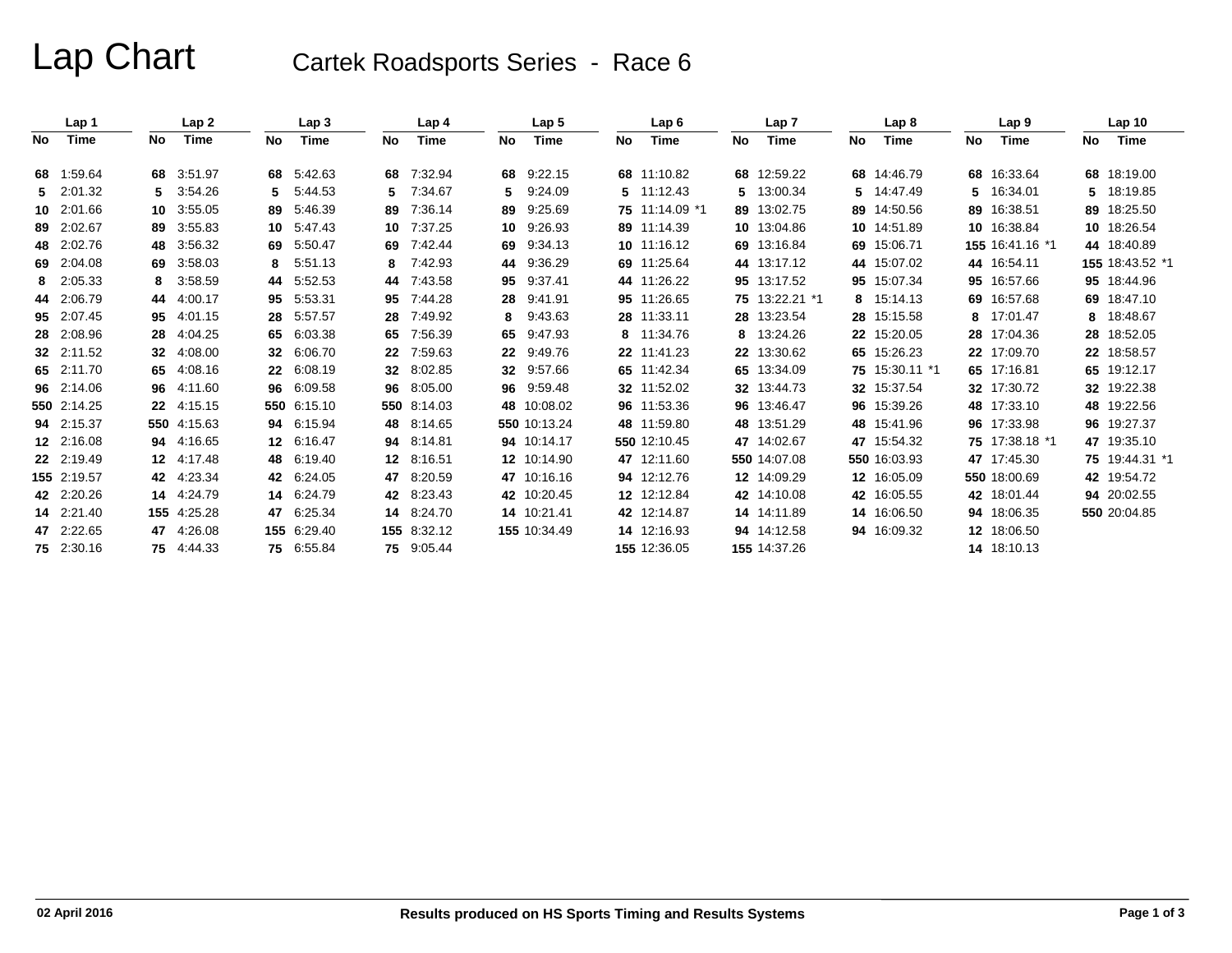# Lap Chart

## Cartek Roadsports Series - Race 6

| Lap 1 | | Lap 2 | | Lap 3 | | Lap 4 | | Lap 5 | | Lap 6 | | Lap 7 | | Lap 8 | | Lap 9 | | Lap 10 | |
|---|---|---|---|---|---|---|---|---|---|---|---|---|---|---|---|---|---|---|---|
| No | Time | No | Time | No | Time | No | Time | No | Time | No | Time | No | Time | No | Time | No | Time | No | Time |
| 68 | 1:59.64 | 68 | 3:51.97 | 68 | 5:42.63 | 68 | 7:32.94 | 68 | 9:22.15 | 68 | 11:10.82 | 68 | 12:59.22 | 68 | 14:46.79 | 68 | 16:33.64 | 68 | 18:19.00 |
| 5 | 2:01.32 | 5 | 3:54.26 | 5 | 5:44.53 | 5 | 7:34.67 | 5 | 9:24.09 | 5 | 11:12.43 | 5 | 13:00.34 | 5 | 14:47.49 | 5 | 16:34.01 | 5 | 18:19.85 |
| 10 | 2:01.66 | 10 | 3:55.05 | 89 | 5:46.39 | 89 | 7:36.14 | 89 | 9:25.69 | 75 | 11:14.09 *1 | 89 | 13:02.75 | 89 | 14:50.56 | 89 | 16:38.51 | 89 | 18:25.50 |
| 89 | 2:02.67 | 89 | 3:55.83 | 10 | 5:47.43 | 10 | 7:37.25 | 10 | 9:26.93 | 89 | 11:14.39 | 10 | 13:04.86 | 10 | 14:51.89 | 10 | 16:38.84 | 10 | 18:26.54 |
| 48 | 2:02.76 | 48 | 3:56.32 | 69 | 5:50.47 | 69 | 7:42.44 | 69 | 9:34.13 | 10 | 11:16.12 | 69 | 13:16.84 | 69 | 15:06.71 | 155 | 16:41.16 *1 | 44 | 18:40.89 |
| 69 | 2:04.08 | 69 | 3:58.03 | 8 | 5:51.13 | 8 | 7:42.93 | 44 | 9:36.29 | 69 | 11:25.64 | 44 | 13:17.12 | 44 | 15:07.02 | 44 | 16:54.11 | 155 | 18:43.52 *1 |
| 8 | 2:05.33 | 8 | 3:58.59 | 44 | 5:52.53 | 44 | 7:43.58 | 95 | 9:37.41 | 44 | 11:26.22 | 95 | 13:17.52 | 95 | 15:07.34 | 95 | 16:57.66 | 95 | 18:44.96 |
| 44 | 2:06.79 | 44 | 4:00.17 | 95 | 5:53.31 | 95 | 7:44.28 | 28 | 9:41.91 | 95 | 11:26.65 | 75 | 13:22.21 *1 | 8 | 15:14.13 | 69 | 16:57.68 | 69 | 18:47.10 |
| 95 | 2:07.45 | 95 | 4:01.15 | 28 | 5:57.57 | 28 | 7:49.92 | 8 | 9:43.63 | 28 | 11:33.11 | 28 | 13:23.54 | 28 | 15:15.58 | 8 | 17:01.47 | 8 | 18:48.67 |
| 28 | 2:08.96 | 28 | 4:04.25 | 65 | 6:03.38 | 65 | 7:56.39 | 65 | 9:47.93 | 8 | 11:34.76 | 8 | 13:24.26 | 22 | 15:20.05 | 28 | 17:04.36 | 28 | 18:52.05 |
| 32 | 2:11.52 | 32 | 4:08.00 | 32 | 6:06.70 | 22 | 7:59.63 | 22 | 9:49.76 | 22 | 11:41.23 | 22 | 13:30.62 | 65 | 15:26.23 | 22 | 17:09.70 | 22 | 18:58.57 |
| 65 | 2:11.70 | 65 | 4:08.16 | 22 | 6:08.19 | 32 | 8:02.85 | 32 | 9:57.66 | 65 | 11:42.34 | 65 | 13:34.09 | 75 | 15:30.11 *1 | 65 | 17:16.81 | 65 | 19:12.17 |
| 96 | 2:14.06 | 96 | 4:11.60 | 96 | 6:09.58 | 96 | 8:05.00 | 96 | 9:59.48 | 32 | 11:52.02 | 32 | 13:44.73 | 32 | 15:37.54 | 32 | 17:30.72 | 32 | 19:22.38 |
| 550 | 2:14.25 | 22 | 4:15.15 | 550 | 6:15.10 | 550 | 8:14.03 | 48 | 10:08.02 | 96 | 11:53.36 | 96 | 13:46.47 | 96 | 15:39.26 | 48 | 17:33.10 | 48 | 19:22.56 |
| 94 | 2:15.37 | 550 | 4:15.63 | 94 | 6:15.94 | 48 | 8:14.65 | 550 | 10:13.24 | 48 | 11:59.80 | 48 | 13:51.29 | 48 | 15:41.96 | 96 | 17:33.98 | 96 | 19:27.37 |
| 12 | 2:16.08 | 94 | 4:16.65 | 12 | 6:16.47 | 94 | 8:14.81 | 94 | 10:14.17 | 550 | 12:10.45 | 47 | 14:02.67 | 47 | 15:54.32 | 75 | 17:38.18 *1 | 47 | 19:35.10 |
| 22 | 2:19.49 | 12 | 4:17.48 | 48 | 6:19.40 | 12 | 8:16.51 | 12 | 10:14.90 | 47 | 12:11.60 | 550 | 14:07.08 | 550 | 16:03.93 | 47 | 17:45.30 | 75 | 19:44.31 *1 |
| 155 | 2:19.57 | 42 | 4:23.34 | 42 | 6:24.05 | 47 | 8:20.59 | 47 | 10:16.16 | 94 | 12:12.76 | 12 | 14:09.29 | 12 | 16:05.09 | 550 | 18:00.69 | 42 | 19:54.72 |
| 42 | 2:20.26 | 14 | 4:24.79 | 14 | 6:24.79 | 42 | 8:23.43 | 42 | 10:20.45 | 12 | 12:12.84 | 42 | 14:10.08 | 42 | 16:05.55 | 42 | 18:01.44 | 94 | 20:02.55 |
| 14 | 2:21.40 | 155 | 4:25.28 | 47 | 6:25.34 | 14 | 8:24.70 | 14 | 10:21.41 | 42 | 12:14.87 | 14 | 14:11.89 | 14 | 16:06.50 | 94 | 18:06.35 | 550 | 20:04.85 |
| 47 | 2:22.65 | 47 | 4:26.08 | 155 | 6:29.40 | 155 | 8:32.12 | 155 | 10:34.49 | 14 | 12:16.93 | 94 | 14:12.58 | 94 | 16:09.32 | 12 | 18:06.50 | | |
| 75 | 2:30.16 | 75 | 4:44.33 | 75 | 6:55.84 | 75 | 9:05.44 | | | 155 | 12:36.05 | 155 | 14:37.26 | | | 14 | 18:10.13 | | |

02 April 2016

Results produced on HS Sports Timing and Results Systems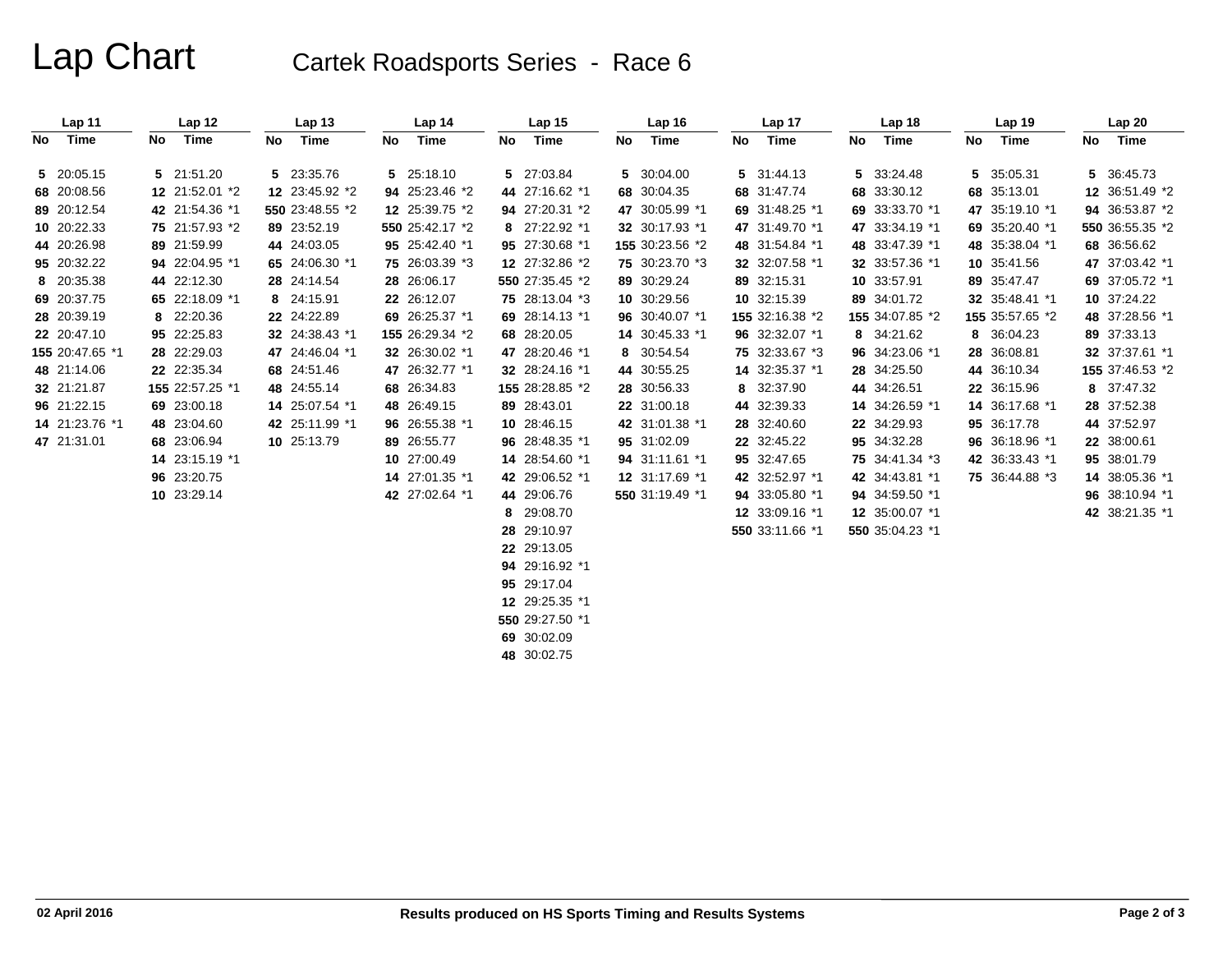# Lap Chart

## Cartek Roadsports Series - Race 6

| Lap 11 | | Lap 12 | | Lap 13 | | Lap 14 | | Lap 15 | | Lap 16 | | Lap 17 | | Lap 18 | | Lap 19 | | Lap 20 | |
|---|---|---|---|---|---|---|---|---|---|---|---|---|---|---|---|---|---|---|---|
| No | Time | No | Time | No | Time | No | Time | No | Time | No | Time | No | Time | No | Time | No | Time | No | Time |
| 5 | 20:05.15 | 5 | 21:51.20 | 5 | 23:35.76 | 5 | 25:18.10 | 5 | 27:03.84 | 5 | 30:04.00 | 5 | 31:44.13 | 5 | 33:24.48 | 5 | 35:05.31 | 5 | 36:45.73 |
| 68 | 20:08.56 | 12 | 21:52.01 *2 | 12 | 23:45.92 *2 | 94 | 25:23.46 *2 | 44 | 27:16.62 *1 | 68 | 30:04.35 | 68 | 31:47.74 | 68 | 33:30.12 | 68 | 35:13.01 | 12 | 36:51.49 *2 |
| 89 | 20:12.54 | 42 | 21:54.36 *1 | 550 | 23:48.55 *2 | 12 | 25:39.75 *2 | 94 | 27:20.31 *2 | 47 | 30:05.99 *1 | 69 | 31:48.25 *1 | 69 | 33:33.70 *1 | 47 | 35:19.10 *1 | 94 | 36:53.87 *2 |
| 10 | 20:22.33 | 75 | 21:57.93 *2 | 89 | 23:52.19 | 550 | 25:42.17 *2 | 8 | 27:22.92 *1 | 32 | 30:17.93 *1 | 47 | 31:49.70 *1 | 47 | 33:34.19 *1 | 69 | 35:20.40 *1 | 550 | 36:55.35 *2 |
| 44 | 20:26.98 | 89 | 21:59.99 | 44 | 24:03.05 | 95 | 25:42.40 *1 | 95 | 27:30.68 *1 | 155 | 30:23.56 *2 | 48 | 31:54.84 *1 | 48 | 33:47.39 *1 | 48 | 35:38.04 *1 | 68 | 36:56.62 |
| 95 | 20:32.22 | 94 | 22:04.95 *1 | 65 | 24:06.30 *1 | 75 | 26:03.39 *3 | 12 | 27:32.86 *2 | 75 | 30:23.70 *3 | 32 | 32:07.58 *1 | 32 | 33:57.36 *1 | 10 | 35:41.56 | 47 | 37:03.42 *1 |
| 8 | 20:35.38 | 44 | 22:12.30 | 28 | 24:14.54 | 28 | 26:06.17 | 550 | 27:35.45 *2 | 89 | 30:29.24 | 89 | 32:15.31 | 10 | 33:57.91 | 32 | 35:48.41 *1 | 69 | 37:05.72 *1 |
| 69 | 20:37.75 | 65 | 22:18.09 *1 | 8 | 24:15.91 | 22 | 26:12.07 | 75 | 28:13.04 *3 | 10 | 30:29.56 | 10 | 32:15.39 | 89 | 34:01.72 | 155 | 35:57.65 *2 | 10 | 37:24.22 |
| 28 | 20:39.19 | 8 | 22:20.36 | 22 | 24:22.89 | 69 | 26:25.37 *1 | 69 | 28:14.13 *1 | 96 | 30:40.07 *1 | 155 | 32:16.38 *2 | 155 | 34:07.85 *2 | 8 | 36:04.23 | 48 | 37:28.56 *1 |
| 22 | 20:47.10 | 95 | 22:25.83 | 32 | 24:38.43 *1 | 155 | 26:29.34 *2 | 68 | 28:20.05 | 14 | 30:45.33 *1 | 96 | 32:32.07 *1 | 8 | 34:21.62 | 28 | 36:08.81 | 89 | 37:33.13 |
| 155 | 20:47.65 *1 | 28 | 22:29.03 | 47 | 24:46.04 *1 | 32 | 26:30.02 *1 | 47 | 28:20.46 *1 | 8 | 30:54.54 | 75 | 32:33.67 *3 | 96 | 34:23.06 *1 | 44 | 36:10.34 | 32 | 37:37.61 *1 |
| 48 | 21:14.06 | 22 | 22:35.34 | 68 | 24:51.46 | 47 | 26:32.77 *1 | 32 | 28:24.16 *1 | 44 | 30:55.25 | 14 | 32:35.37 *1 | 28 | 34:25.50 | 22 | 36:15.96 | 155 | 37:46.53 *2 |
| 32 | 21:21.87 | 155 | 22:57.25 *1 | 48 | 24:55.14 | 68 | 26:34.83 | 155 | 28:28.85 *2 | 28 | 30:56.33 | 8 | 32:37.90 | 44 | 34:26.51 | 14 | 36:17.68 *1 | 8 | 37:47.32 |
| 96 | 21:22.15 | 69 | 23:00.18 | 14 | 25:07.54 *1 | 48 | 26:49.15 | 89 | 28:43.01 | 22 | 31:00.18 | 44 | 32:39.33 | 14 | 34:26.59 *1 | 95 | 36:17.78 | 28 | 37:52.38 |
| 14 | 21:23.76 *1 | 48 | 23:04.60 | 42 | 25:11.99 *1 | 96 | 26:55.38 *1 | 10 | 28:46.15 | 42 | 31:01.38 *1 | 28 | 32:40.60 | 22 | 34:29.93 | 96 | 36:18.96 *1 | 44 | 37:52.97 |
| 47 | 21:31.01 | 68 | 23:06.94 | 10 | 25:13.79 | 89 | 26:55.77 | 96 | 28:48.35 *1 | 95 | 31:02.09 | 22 | 32:45.22 | 95 | 34:32.28 | 42 | 36:33.43 *1 | 22 | 38:00.61 |
| | | 14 | 23:15.19 *1 | | | 10 | 27:00.49 | 14 | 28:54.60 *1 | 94 | 31:11.61 *1 | 95 | 32:47.65 | 75 | 34:41.34 *3 | 75 | 36:44.88 *3 | 95 | 38:01.79 |
| | | 96 | 23:20.75 | | | 14 | 27:01.35 *1 | 42 | 29:06.52 *1 | 12 | 31:17.69 *1 | 42 | 32:52.97 *1 | 42 | 34:43.81 *1 | | | 14 | 38:05.36 *1 |
| | | 10 | 23:29.14 | | | 42 | 27:02.64 *1 | 44 | 29:06.76 | 550 | 31:19.49 *1 | 94 | 33:05.80 *1 | 94 | 34:59.50 *1 | | | 96 | 38:10.94 *1 |
| | | | | | | | | 8 | 29:08.70 | | | 12 | 33:09.16 *1 | 12 | 35:00.07 *1 | | | 42 | 38:21.35 *1 |
| | | | | | | | | 28 | 29:10.97 | | | 550 | 33:11.66 *1 | 550 | 35:04.23 *1 | | | | |
| | | | | | | | | 22 | 29:13.05 | | | | | | | | | | |
| | | | | | | | | 94 | 29:16.92 *1 | | | | | | | | | | |
| | | | | | | | | 95 | 29:17.04 | | | | | | | | | | |
| | | | | | | | | 12 | 29:25.35 *1 | | | | | | | | | | |
| | | | | | | | | 550 | 29:27.50 *1 | | | | | | | | | | |
| | | | | | | | | 69 | 30:02.09 | | | | | | | | | | |
| | | | | | | | | 48 | 30:02.75 | | | | | | | | | | |

02 April 2016 — Results produced on HS Sports Timing and Results Systems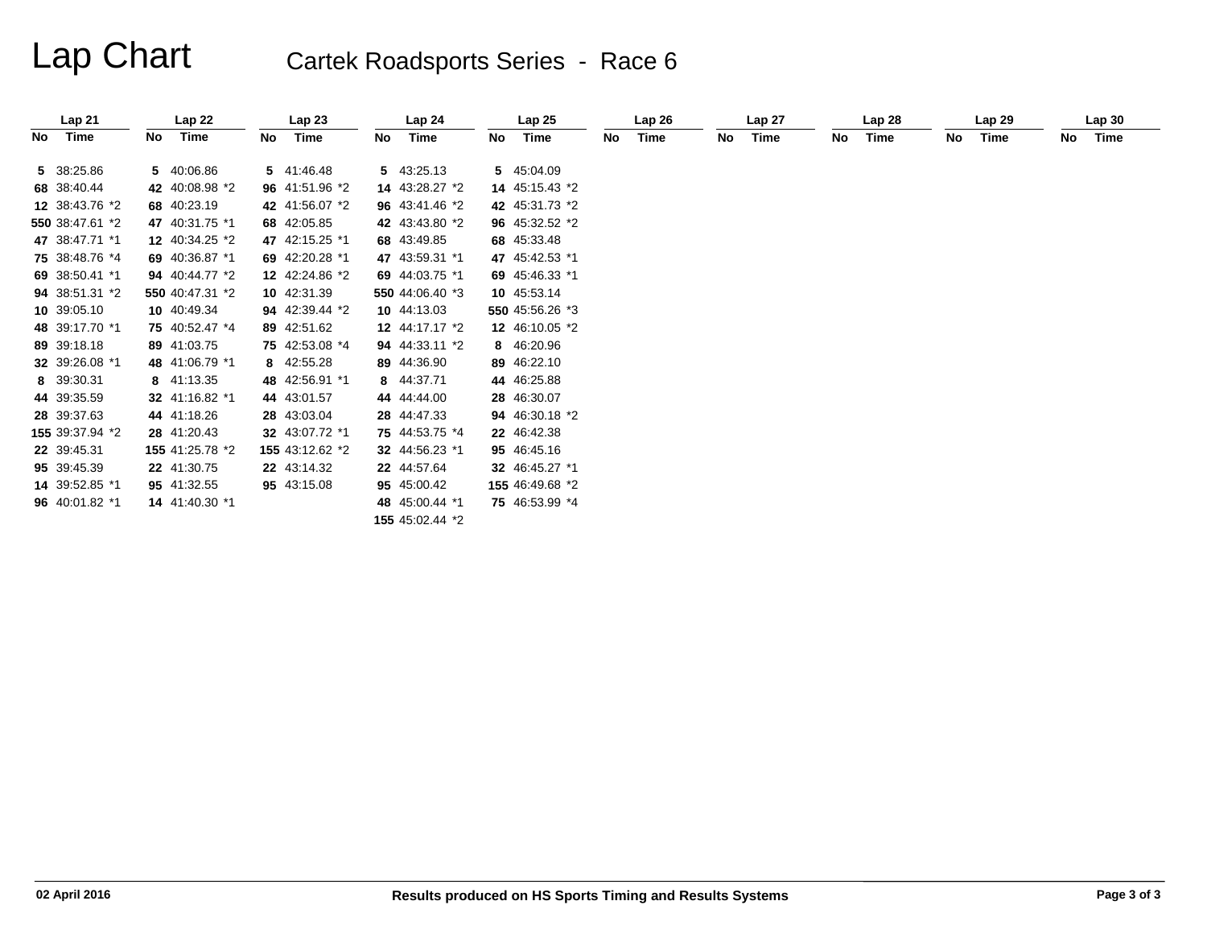# Lap Chart

## Cartek Roadsports Series - Race 6

| Lap 21 | | Lap 22 | | Lap 23 | | Lap 24 | | Lap 25 | | Lap 26 | | Lap 27 | | Lap 28 | | Lap 29 | | Lap 30 | |
|---|---|---|---|---|---|---|---|---|---|---|---|---|---|---|---|---|---|---|---|
| No | Time | No | Time | No | Time | No | Time | No | Time | No | Time | No | Time | No | Time | No | Time | No | Time |
| 5 | 38:25.86 | 5 | 40:06.86 | 5 | 41:46.48 | 5 | 43:25.13 | 5 | 45:04.09 | | | | | | | | | | |
| 68 | 38:40.44 | 42 | 40:08.98 *2 | 96 | 41:51.96 *2 | 14 | 43:28.27 *2 | 14 | 45:15.43 *2 | | | | | | | | | | |
| 12 | 38:43.76 *2 | 68 | 40:23.19 | 42 | 41:56.07 *2 | 96 | 43:41.46 *2 | 42 | 45:31.73 *2 | | | | | | | | | | |
| 550 | 38:47.61 *2 | 47 | 40:31.75 *1 | 68 | 42:05.85 | 42 | 43:43.80 *2 | 96 | 45:32.52 *2 | | | | | | | | | | |
| 47 | 38:47.71 *1 | 12 | 40:34.25 *2 | 47 | 42:15.25 *1 | 68 | 43:49.85 | 68 | 45:33.48 | | | | | | | | | | |
| 75 | 38:48.76 *4 | 69 | 40:36.87 *1 | 69 | 42:20.28 *1 | 47 | 43:59.31 *1 | 47 | 45:42.53 *1 | | | | | | | | | | |
| 69 | 38:50.41 *1 | 94 | 40:44.77 *2 | 12 | 42:24.86 *2 | 69 | 44:03.75 *1 | 69 | 45:46.33 *1 | | | | | | | | | | |
| 94 | 38:51.31 *2 | 550 | 40:47.31 *2 | 10 | 42:31.39 | 550 | 44:06.40 *3 | 10 | 45:53.14 | | | | | | | | | | |
| 10 | 39:05.10 | 10 | 40:49.34 | 94 | 42:39.44 *2 | 10 | 44:13.03 | 550 | 45:56.26 *3 | | | | | | | | | | |
| 48 | 39:17.70 *1 | 75 | 40:52.47 *4 | 89 | 42:51.62 | 12 | 44:17.17 *2 | 12 | 46:10.05 *2 | | | | | | | | | | |
| 89 | 39:18.18 | 89 | 41:03.75 | 75 | 42:53.08 *4 | 94 | 44:33.11 *2 | 8 | 46:20.96 | | | | | | | | | | |
| 32 | 39:26.08 *1 | 48 | 41:06.79 *1 | 8 | 42:55.28 | 89 | 44:36.90 | 89 | 46:22.10 | | | | | | | | | | |
| 8 | 39:30.31 | 8 | 41:13.35 | 48 | 42:56.91 *1 | 8 | 44:37.71 | 44 | 46:25.88 | | | | | | | | | | |
| 44 | 39:35.59 | 32 | 41:16.82 *1 | 44 | 43:01.57 | 44 | 44:44.00 | 28 | 46:30.07 | | | | | | | | | | |
| 28 | 39:37.63 | 44 | 41:18.26 | 28 | 43:03.04 | 28 | 44:47.33 | 94 | 46:30.18 *2 | | | | | | | | | | |
| 155 | 39:37.94 *2 | 28 | 41:20.43 | 32 | 43:07.72 *1 | 75 | 44:53.75 *4 | 22 | 46:42.38 | | | | | | | | | | |
| 22 | 39:45.31 | 155 | 41:25.78 *2 | 155 | 43:12.62 *2 | 32 | 44:56.23 *1 | 95 | 46:45.16 | | | | | | | | | | |
| 95 | 39:45.39 | 22 | 41:30.75 | 22 | 43:14.32 | 22 | 44:57.64 | 32 | 46:45.27 *1 | | | | | | | | | | |
| 14 | 39:52.85 *1 | 95 | 41:32.55 | 95 | 43:15.08 | 95 | 45:00.42 | 155 | 46:49.68 *2 | | | | | | | | | | |
| 96 | 40:01.82 *1 | 14 | 41:40.30 *1 | | | 48 | 45:00.44 *1 | 75 | 46:53.99 *4 | | | | | | | | | | |
| | | | | | | 155 | 45:02.44 *2 | | | | | | | | | | | | |

02 April 2016

Results produced on HS Sports Timing and Results Systems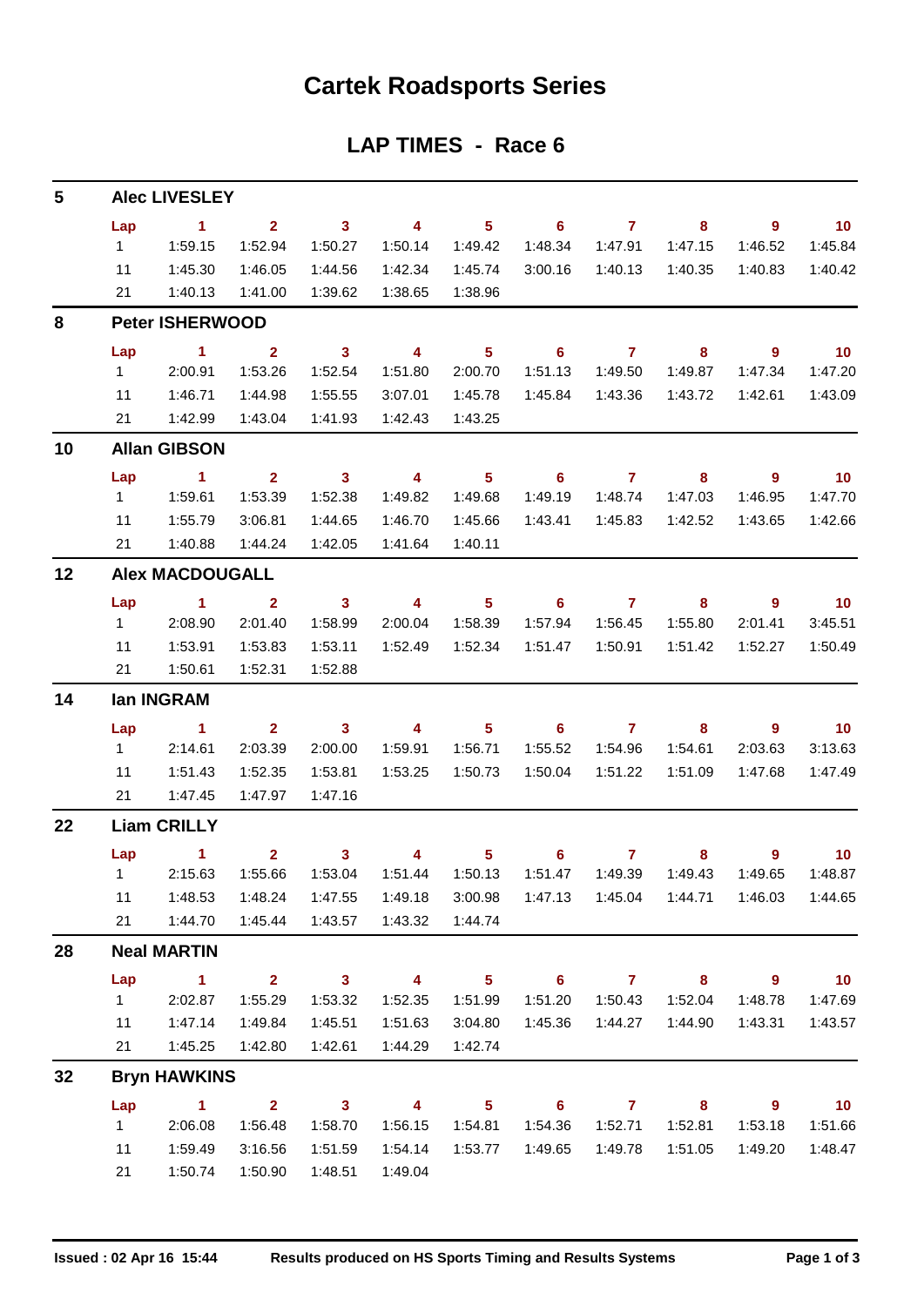# Cartek Roadsports Series

## LAP TIMES - Race 6

### 5 Alec LIVESLEY

| Lap | 1 | 2 | 3 | 4 | 5 | 6 | 7 | 8 | 9 | 10 |
|---|---|---|---|---|---|---|---|---|---|---|
| 1 | 1:59.15 | 1:52.94 | 1:50.27 | 1:50.14 | 1:49.42 | 1:48.34 | 1:47.91 | 1:47.15 | 1:46.52 | 1:45.84 |
| 11 | 1:45.30 | 1:46.05 | 1:44.56 | 1:42.34 | 1:45.74 | 3:00.16 | 1:40.13 | 1:40.35 | 1:40.83 | 1:40.42 |
| 21 | 1:40.13 | 1:41.00 | 1:39.62 | 1:38.65 | 1:38.96 | | | | | |

### 8 Peter ISHERWOOD

| Lap | 1 | 2 | 3 | 4 | 5 | 6 | 7 | 8 | 9 | 10 |
|---|---|---|---|---|---|---|---|---|---|---|
| 1 | 2:00.91 | 1:53.26 | 1:52.54 | 1:51.80 | 2:00.70 | 1:51.13 | 1:49.50 | 1:49.87 | 1:47.34 | 1:47.20 |
| 11 | 1:46.71 | 1:44.98 | 1:55.55 | 3:07.01 | 1:45.78 | 1:45.84 | 1:43.36 | 1:43.72 | 1:42.61 | 1:43.09 |
| 21 | 1:42.99 | 1:43.04 | 1:41.93 | 1:42.43 | 1:43.25 | | | | | |

### 10 Allan GIBSON

| Lap | 1 | 2 | 3 | 4 | 5 | 6 | 7 | 8 | 9 | 10 |
|---|---|---|---|---|---|---|---|---|---|---|
| 1 | 1:59.61 | 1:53.39 | 1:52.38 | 1:49.82 | 1:49.68 | 1:49.19 | 1:48.74 | 1:47.03 | 1:46.95 | 1:47.70 |
| 11 | 1:55.79 | 3:06.81 | 1:44.65 | 1:46.70 | 1:45.66 | 1:43.41 | 1:45.83 | 1:42.52 | 1:43.65 | 1:42.66 |
| 21 | 1:40.88 | 1:44.24 | 1:42.05 | 1:41.64 | 1:40.11 | | | | | |

### 12 Alex MACDOUGALL

| Lap | 1 | 2 | 3 | 4 | 5 | 6 | 7 | 8 | 9 | 10 |
|---|---|---|---|---|---|---|---|---|---|---|
| 1 | 2:08.90 | 2:01.40 | 1:58.99 | 2:00.04 | 1:58.39 | 1:57.94 | 1:56.45 | 1:55.80 | 2:01.41 | 3:45.51 |
| 11 | 1:53.91 | 1:53.83 | 1:53.11 | 1:52.49 | 1:52.34 | 1:51.47 | 1:50.91 | 1:51.42 | 1:52.27 | 1:50.49 |
| 21 | 1:50.61 | 1:52.31 | 1:52.88 | | | | | | | |

### 14 Ian INGRAM

| Lap | 1 | 2 | 3 | 4 | 5 | 6 | 7 | 8 | 9 | 10 |
|---|---|---|---|---|---|---|---|---|---|---|
| 1 | 2:14.61 | 2:03.39 | 2:00.00 | 1:59.91 | 1:56.71 | 1:55.52 | 1:54.96 | 1:54.61 | 2:03.63 | 3:13.63 |
| 11 | 1:51.43 | 1:52.35 | 1:53.81 | 1:53.25 | 1:50.73 | 1:50.04 | 1:51.22 | 1:51.09 | 1:47.68 | 1:47.49 |
| 21 | 1:47.45 | 1:47.97 | 1:47.16 | | | | | | | |

### 22 Liam CRILLY

| Lap | 1 | 2 | 3 | 4 | 5 | 6 | 7 | 8 | 9 | 10 |
|---|---|---|---|---|---|---|---|---|---|---|
| 1 | 2:15.63 | 1:55.66 | 1:53.04 | 1:51.44 | 1:50.13 | 1:51.47 | 1:49.39 | 1:49.43 | 1:49.65 | 1:48.87 |
| 11 | 1:48.53 | 1:48.24 | 1:47.55 | 1:49.18 | 3:00.98 | 1:47.13 | 1:45.04 | 1:44.71 | 1:46.03 | 1:44.65 |
| 21 | 1:44.70 | 1:45.44 | 1:43.57 | 1:43.32 | 1:44.74 | | | | | |

### 28 Neal MARTIN

| Lap | 1 | 2 | 3 | 4 | 5 | 6 | 7 | 8 | 9 | 10 |
|---|---|---|---|---|---|---|---|---|---|---|
| 1 | 2:02.87 | 1:55.29 | 1:53.32 | 1:52.35 | 1:51.99 | 1:51.20 | 1:50.43 | 1:52.04 | 1:48.78 | 1:47.69 |
| 11 | 1:47.14 | 1:49.84 | 1:45.51 | 1:51.63 | 3:04.80 | 1:45.36 | 1:44.27 | 1:44.90 | 1:43.31 | 1:43.57 |
| 21 | 1:45.25 | 1:42.80 | 1:42.61 | 1:44.29 | 1:42.74 | | | | | |

### 32 Bryn HAWKINS

| Lap | 1 | 2 | 3 | 4 | 5 | 6 | 7 | 8 | 9 | 10 |
|---|---|---|---|---|---|---|---|---|---|---|
| 1 | 2:06.08 | 1:56.48 | 1:58.70 | 1:56.15 | 1:54.81 | 1:54.36 | 1:52.71 | 1:52.81 | 1:53.18 | 1:51.66 |
| 11 | 1:59.49 | 3:16.56 | 1:51.59 | 1:54.14 | 1:53.77 | 1:49.65 | 1:49.78 | 1:51.05 | 1:49.20 | 1:48.47 |
| 21 | 1:50.74 | 1:50.90 | 1:48.51 | 1:49.04 | | | | | | |

Issued : 02 Apr 16 15:44 Results produced on HS Sports Timing and Results Systems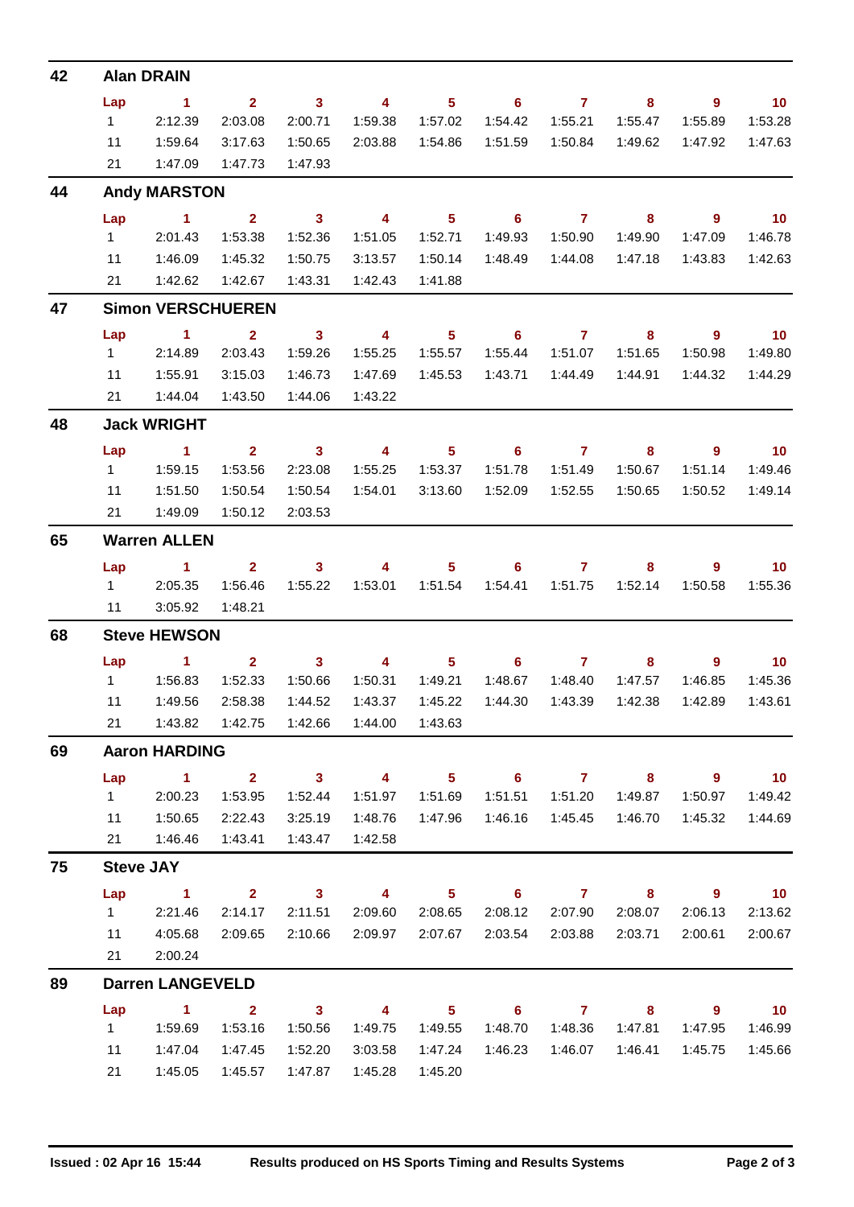## 42 Alan DRAIN

| Lap | 1 | 2 | 3 | 4 | 5 | 6 | 7 | 8 | 9 | 10 |
|---|---|---|---|---|---|---|---|---|---|---|
| 1 | 2:12.39 | 2:03.08 | 2:00.71 | 1:59.38 | 1:57.02 | 1:54.42 | 1:55.21 | 1:55.47 | 1:55.89 | 1:53.28 |
| 11 | 1:59.64 | 3:17.63 | 1:50.65 | 2:03.88 | 1:54.86 | 1:51.59 | 1:50.84 | 1:49.62 | 1:47.92 | 1:47.63 |
| 21 | 1:47.09 | 1:47.73 | 1:47.93 | | | | | | | |

## 44 Andy MARSTON

| Lap | 1 | 2 | 3 | 4 | 5 | 6 | 7 | 8 | 9 | 10 |
|---|---|---|---|---|---|---|---|---|---|---|
| 1 | 2:01.43 | 1:53.38 | 1:52.36 | 1:51.05 | 1:52.71 | 1:49.93 | 1:50.90 | 1:49.90 | 1:47.09 | 1:46.78 |
| 11 | 1:46.09 | 1:45.32 | 1:50.75 | 3:13.57 | 1:50.14 | 1:48.49 | 1:44.08 | 1:47.18 | 1:43.83 | 1:42.63 |
| 21 | 1:42.62 | 1:42.67 | 1:43.31 | 1:42.43 | 1:41.88 | | | | | |

## 47 Simon VERSCHUEREN

| Lap | 1 | 2 | 3 | 4 | 5 | 6 | 7 | 8 | 9 | 10 |
|---|---|---|---|---|---|---|---|---|---|---|
| 1 | 2:14.89 | 2:03.43 | 1:59.26 | 1:55.25 | 1:55.57 | 1:55.44 | 1:51.07 | 1:51.65 | 1:50.98 | 1:49.80 |
| 11 | 1:55.91 | 3:15.03 | 1:46.73 | 1:47.69 | 1:45.53 | 1:43.71 | 1:44.49 | 1:44.91 | 1:44.32 | 1:44.29 |
| 21 | 1:44.04 | 1:43.50 | 1:44.06 | 1:43.22 | | | | | | |

## 48 Jack WRIGHT

| Lap | 1 | 2 | 3 | 4 | 5 | 6 | 7 | 8 | 9 | 10 |
|---|---|---|---|---|---|---|---|---|---|---|
| 1 | 1:59.15 | 1:53.56 | 2:23.08 | 1:55.25 | 1:53.37 | 1:51.78 | 1:51.49 | 1:50.67 | 1:51.14 | 1:49.46 |
| 11 | 1:51.50 | 1:50.54 | 1:50.54 | 1:54.01 | 3:13.60 | 1:52.09 | 1:52.55 | 1:50.65 | 1:50.52 | 1:49.14 |
| 21 | 1:49.09 | 1:50.12 | 2:03.53 | | | | | | | |

## 65 Warren ALLEN

| Lap | 1 | 2 | 3 | 4 | 5 | 6 | 7 | 8 | 9 | 10 |
|---|---|---|---|---|---|---|---|---|---|---|
| 1 | 2:05.35 | 1:56.46 | 1:55.22 | 1:53.01 | 1:51.54 | 1:54.41 | 1:51.75 | 1:52.14 | 1:50.58 | 1:55.36 |
| 11 | 3:05.92 | 1:48.21 | | | | | | | | |

## 68 Steve HEWSON

| Lap | 1 | 2 | 3 | 4 | 5 | 6 | 7 | 8 | 9 | 10 |
|---|---|---|---|---|---|---|---|---|---|---|
| 1 | 1:56.83 | 1:52.33 | 1:50.66 | 1:50.31 | 1:49.21 | 1:48.67 | 1:48.40 | 1:47.57 | 1:46.85 | 1:45.36 |
| 11 | 1:49.56 | 2:58.38 | 1:44.52 | 1:43.37 | 1:45.22 | 1:44.30 | 1:43.39 | 1:42.38 | 1:42.89 | 1:43.61 |
| 21 | 1:43.82 | 1:42.75 | 1:42.66 | 1:44.00 | 1:43.63 | | | | | |

## 69 Aaron HARDING

| Lap | 1 | 2 | 3 | 4 | 5 | 6 | 7 | 8 | 9 | 10 |
|---|---|---|---|---|---|---|---|---|---|---|
| 1 | 2:00.23 | 1:53.95 | 1:52.44 | 1:51.97 | 1:51.69 | 1:51.51 | 1:51.20 | 1:49.87 | 1:50.97 | 1:49.42 |
| 11 | 1:50.65 | 2:22.43 | 3:25.19 | 1:48.76 | 1:47.96 | 1:46.16 | 1:45.45 | 1:46.70 | 1:45.32 | 1:44.69 |
| 21 | 1:46.46 | 1:43.41 | 1:43.47 | 1:42.58 | | | | | | |

## 75 Steve JAY

| Lap | 1 | 2 | 3 | 4 | 5 | 6 | 7 | 8 | 9 | 10 |
|---|---|---|---|---|---|---|---|---|---|---|
| 1 | 2:21.46 | 2:14.17 | 2:11.51 | 2:09.60 | 2:08.65 | 2:08.12 | 2:07.90 | 2:08.07 | 2:06.13 | 2:13.62 |
| 11 | 4:05.68 | 2:09.65 | 2:10.66 | 2:09.97 | 2:07.67 | 2:03.54 | 2:03.88 | 2:03.71 | 2:00.61 | 2:00.67 |
| 21 | 2:00.24 | | | | | | | | | |

## 89 Darren LANGEVELD

| Lap | 1 | 2 | 3 | 4 | 5 | 6 | 7 | 8 | 9 | 10 |
|---|---|---|---|---|---|---|---|---|---|---|
| 1 | 1:59.69 | 1:53.16 | 1:50.56 | 1:49.75 | 1:49.55 | 1:48.70 | 1:48.36 | 1:47.81 | 1:47.95 | 1:46.99 |
| 11 | 1:47.04 | 1:47.45 | 1:52.20 | 3:03.58 | 1:47.24 | 1:46.23 | 1:46.07 | 1:46.41 | 1:45.75 | 1:45.66 |
| 21 | 1:45.05 | 1:45.57 | 1:47.87 | 1:45.28 | 1:45.20 | | | | | |

Issued : 02 Apr 16 15:44 Results produced on HS Sports Timing and Results Systems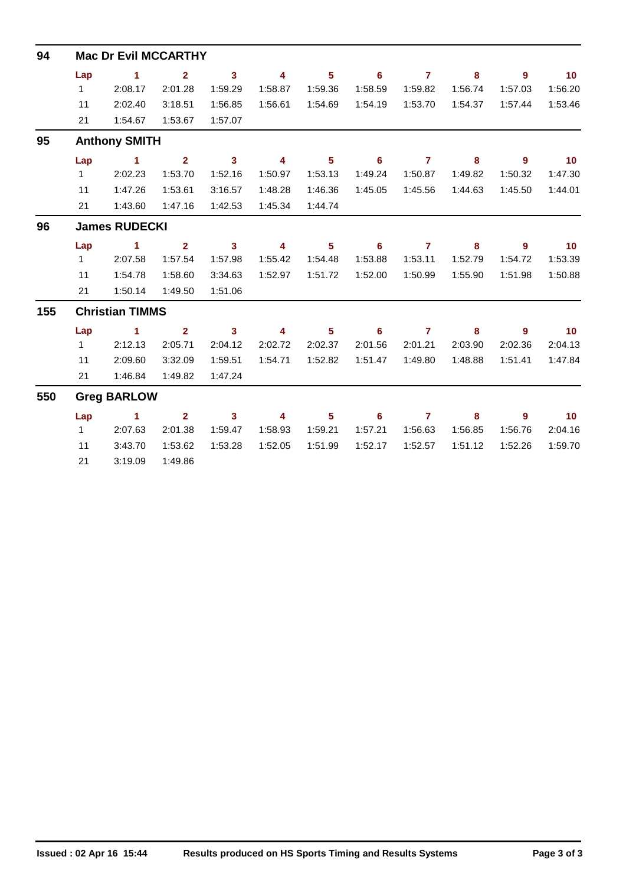## 94 Mac Dr Evil MCCARTHY

| Lap | 1 | 2 | 3 | 4 | 5 | 6 | 7 | 8 | 9 | 10 |
|---|---|---|---|---|---|---|---|---|---|---|
| 1 | 2:08.17 | 2:01.28 | 1:59.29 | 1:58.87 | 1:59.36 | 1:58.59 | 1:59.82 | 1:56.74 | 1:57.03 | 1:56.20 |
| 11 | 2:02.40 | 3:18.51 | 1:56.85 | 1:56.61 | 1:54.69 | 1:54.19 | 1:53.70 | 1:54.37 | 1:57.44 | 1:53.46 |
| 21 | 1:54.67 | 1:53.67 | 1:57.07 | | | | | | | |

## 95 Anthony SMITH

| Lap | 1 | 2 | 3 | 4 | 5 | 6 | 7 | 8 | 9 | 10 |
|---|---|---|---|---|---|---|---|---|---|---|
| 1 | 2:02.23 | 1:53.70 | 1:52.16 | 1:50.97 | 1:53.13 | 1:49.24 | 1:50.87 | 1:49.82 | 1:50.32 | 1:47.30 |
| 11 | 1:47.26 | 1:53.61 | 3:16.57 | 1:48.28 | 1:46.36 | 1:45.05 | 1:45.56 | 1:44.63 | 1:45.50 | 1:44.01 |
| 21 | 1:43.60 | 1:47.16 | 1:42.53 | 1:45.34 | 1:44.74 | | | | | |

## 96 James RUDECKI

| Lap | 1 | 2 | 3 | 4 | 5 | 6 | 7 | 8 | 9 | 10 |
|---|---|---|---|---|---|---|---|---|---|---|
| 1 | 2:07.58 | 1:57.54 | 1:57.98 | 1:55.42 | 1:54.48 | 1:53.88 | 1:53.11 | 1:52.79 | 1:54.72 | 1:53.39 |
| 11 | 1:54.78 | 1:58.60 | 3:34.63 | 1:52.97 | 1:51.72 | 1:52.00 | 1:50.99 | 1:55.90 | 1:51.98 | 1:50.88 |
| 21 | 1:50.14 | 1:49.50 | 1:51.06 | | | | | | | |

## 155 Christian TIMMS

| Lap | 1 | 2 | 3 | 4 | 5 | 6 | 7 | 8 | 9 | 10 |
|---|---|---|---|---|---|---|---|---|---|---|
| 1 | 2:12.13 | 2:05.71 | 2:04.12 | 2:02.72 | 2:02.37 | 2:01.56 | 2:01.21 | 2:03.90 | 2:02.36 | 2:04.13 |
| 11 | 2:09.60 | 3:32.09 | 1:59.51 | 1:54.71 | 1:52.82 | 1:51.47 | 1:49.80 | 1:48.88 | 1:51.41 | 1:47.84 |
| 21 | 1:46.84 | 1:49.82 | 1:47.24 | | | | | | | |

## 550 Greg BARLOW

| Lap | 1 | 2 | 3 | 4 | 5 | 6 | 7 | 8 | 9 | 10 |
|---|---|---|---|---|---|---|---|---|---|---|
| 1 | 2:07.63 | 2:01.38 | 1:59.47 | 1:58.93 | 1:59.21 | 1:57.21 | 1:56.63 | 1:56.85 | 1:56.76 | 2:04.16 |
| 11 | 3:43.70 | 1:53.62 | 1:53.28 | 1:52.05 | 1:51.99 | 1:52.17 | 1:52.57 | 1:51.12 | 1:52.26 | 1:59.70 |
| 21 | 3:19.09 | 1:49.86 | | | | | | | | |

**Issued : 02 Apr 16 15:44** **Results produced on HS Sports Timing and Results Systems**